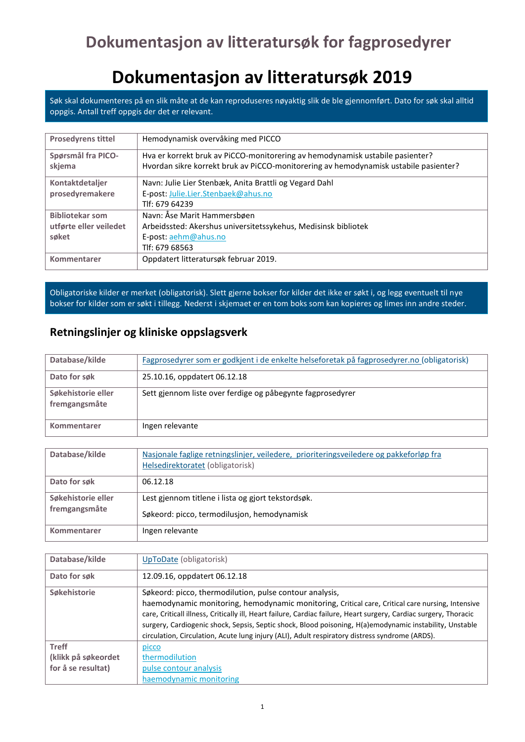# Dokumentasjon av litteratursøk for fagprosedyrer

# Dokumentasjon av litteratursøk 2019

Søk skal dokumenteres på en slik måte at de kan reproduseres nøyaktig slik de ble gjennomført. Dato for søk skal alltid oppgis. Antall treff oppgis der det er relevant.

| | |
|---|---|
| **Prosedyrens tittel** | Hemodynamisk overvåking med PICCO |
| **Spørsmål fra PICO-skjema** | Hva er korrekt bruk av PiCCO-monitorering av hemodynamisk ustabile pasienter?<br>Hvordan sikre korrekt bruk av PiCCO-monitorering av hemodynamisk ustabile pasienter? |
| **Kontaktdetaljer prosedyremakere** | Navn: Julie Lier Stenbæk, Anita Brattli og Vegard Dahl<br>E-post: Julie.Lier.Stenbaek@ahus.no<br>Tlf: 679 64239 |
| **Bibliotekar som utførte eller veiledet søket** | Navn: Åse Marit Hammersbøen<br>Arbeidssted: Akershus universitetssykehus, Medisinsk bibliotek<br>E-post: aehm@ahus.no<br>Tlf: 679 68563 |
| **Kommentarer** | Oppdatert litteratursøk februar 2019. |

Obligatoriske kilder er merket (obligatorisk). Slett gjerne bokser for kilder det ikke er søkt i, og legg eventuelt til nye bokser for kilder som er søkt i tillegg. Nederst i skjemaet er en tom boks som kan kopieres og limes inn andre steder.

## Retningslinjer og kliniske oppslagsverk

| | |
|---|---|
| **Database/kilde** | Fagprosedyrer som er godkjent i de enkelte helseforetak på fagprosedyrer.no (obligatorisk) |
| **Dato for søk** | 25.10.16, oppdatert 06.12.18 |
| **Søkehistorie eller fremgangsmåte** | Sett gjennom liste over ferdige og påbegynte fagprosedyrer |
| **Kommentarer** | Ingen relevante |

| | |
|---|---|
| **Database/kilde** | Nasjonale faglige retningslinjer, veiledere, prioriteringsveiledere og pakkeforløp fra Helsedirektoratet (obligatorisk) |
| **Dato for søk** | 06.12.18 |
| **Søkehistorie eller fremgangsmåte** | Lest gjennom titlene i lista og gjort tekstordsøk.<br>Søkeord: picco, termodilusjon, hemodynamisk |
| **Kommentarer** | Ingen relevante |

| | |
|---|---|
| **Database/kilde** | UpToDate (obligatorisk) |
| **Dato for søk** | 12.09.16, oppdatert 06.12.18 |
| **Søkehistorie** | Søkeord: picco, thermodilution, pulse contour analysis, haemodynamic monitoring, hemodynamic monitoring, Critical care, Critical care nursing, Intensive care, Criticall illness, Critically ill, Heart failure, Cardiac failure, Heart surgery, Cardiac surgery, Thoracic surgery, Cardiogenic shock, Septic shock, Sepsis, Blood poisoning, H(a)emodynamic instability, Unstable circulation, Circulation, Acute lung injury (ALI), Adult respiratory distress syndrome (ARDS). |
| **Treff (klikk på søkeordet for å se resultat)** | picco<br>thermodilution<br>pulse contour analysis<br>haemodynamic monitoring |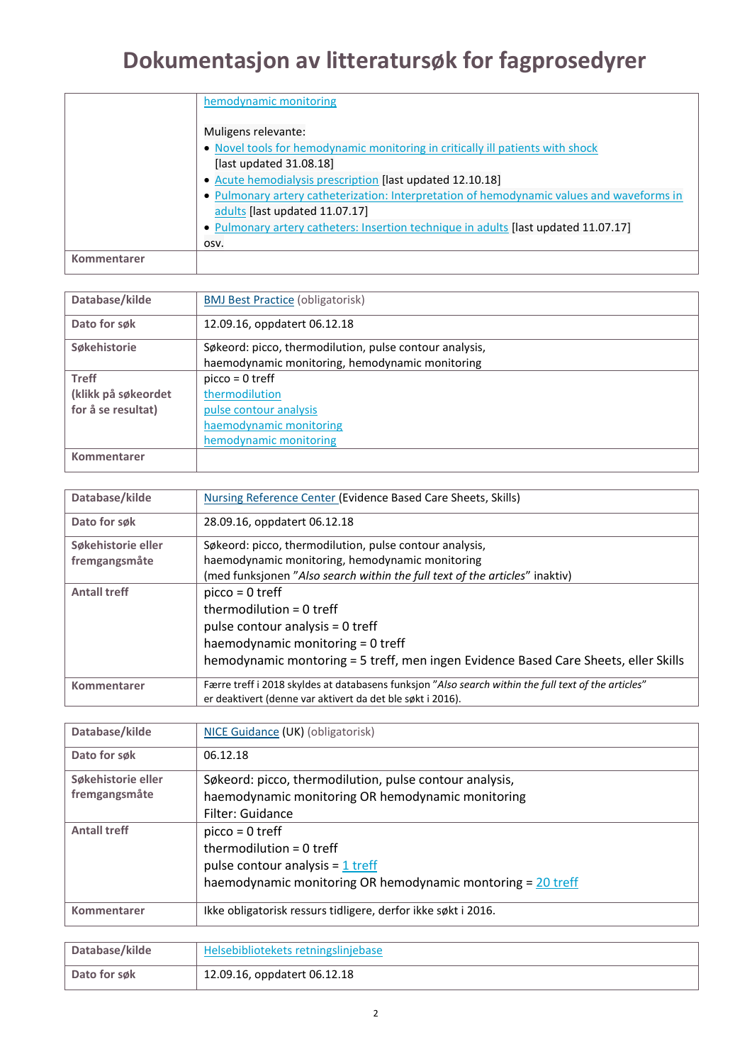# Dokumentasjon av litteratursøk for fagprosedyrer

| | |
|---|---|
| | hemodynamic monitoring<br><br>Muligens relevante:<br>• Novel tools for hemodynamic monitoring in critically ill patients with shock [last updated 31.08.18]<br>• Acute hemodialysis prescription [last updated 12.10.18]<br>• Pulmonary artery catheterization: Interpretation of hemodynamic values and waveforms in adults [last updated 11.07.17]<br>• Pulmonary artery catheters: Insertion technique in adults [last updated 11.07.17]<br>osv. |
| **Kommentarer** | |

| | |
|---|---|
| **Database/kilde** | BMJ Best Practice (obligatorisk) |
| **Dato for søk** | 12.09.16, oppdatert 06.12.18 |
| **Søkehistorie** | Søkeord: picco, thermodilution, pulse contour analysis, haemodynamic monitoring, hemodynamic monitoring |
| **Treff (klikk på søkeordet for å se resultat)** | picco = 0 treff<br>thermodilution<br>pulse contour analysis<br>haemodynamic monitoring<br>hemodynamic monitoring |
| **Kommentarer** | |

| | |
|---|---|
| **Database/kilde** | Nursing Reference Center (Evidence Based Care Sheets, Skills) |
| **Dato for søk** | 28.09.16, oppdatert 06.12.18 |
| **Søkehistorie eller fremgangsmåte** | Søkeord: picco, thermodilution, pulse contour analysis, haemodynamic monitoring, hemodynamic monitoring<br>(med funksjonen "*Also search within the full text of the articles*" inaktiv) |
| **Antall treff** | picco = 0 treff<br>thermodilution = 0 treff<br>pulse contour analysis = 0 treff<br>haemodynamic monitoring = 0 treff<br>hemodynamic montoring = 5 treff, men ingen Evidence Based Care Sheets, eller Skills |
| **Kommentarer** | Færre treff i 2018 skyldes at databasens funksjon "*Also search within the full text of the articles*" er deaktivert (denne var aktivert da det ble søkt i 2016). |

| | |
|---|---|
| **Database/kilde** | NICE Guidance (UK) (obligatorisk) |
| **Dato for søk** | 06.12.18 |
| **Søkehistorie eller fremgangsmåte** | Søkeord: picco, thermodilution, pulse contour analysis, haemodynamic monitoring OR hemodynamic monitoring<br>Filter: Guidance |
| **Antall treff** | picco = 0 treff<br>thermodilution = 0 treff<br>pulse contour analysis = 1 treff<br>haemodynamic monitoring OR hemodynamic montoring = 20 treff |
| **Kommentarer** | Ikke obligatorisk ressurs tidligere, derfor ikke søkt i 2016. |

| | |
|---|---|
| **Database/kilde** | Helsebibliotekets retningslinjebase |
| **Dato for søk** | 12.09.16, oppdatert 06.12.18 |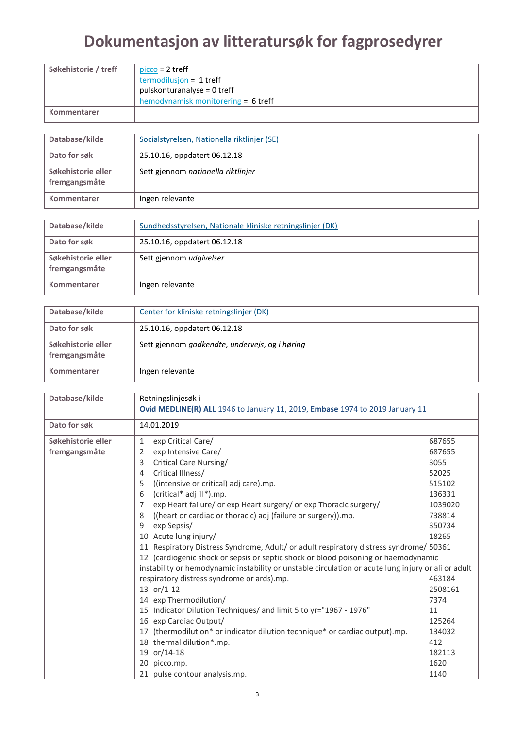# Dokumentasjon av litteratursøk for fagprosedyrer

| Søkehistorie / treff | picco = 2 treff<br>termodilusjon = 1 treff<br>pulskonturanalyse = 0 treff<br>hemodynamisk monitorering = 6 treff |
|---|---|
| Kommentarer | |

| Database/kilde | Socialstyrelsen, Nationella riktlinjer (SE) |
|---|---|
| Dato for søk | 25.10.16, oppdatert 06.12.18 |
| Søkehistorie eller fremgangsmåte | Sett gjennom *nationella riktlinjer* |
| Kommentarer | Ingen relevante |

| Database/kilde | Sundhedsstyrelsen, Nationale kliniske retningslinjer (DK) |
|---|---|
| Dato for søk | 25.10.16, oppdatert 06.12.18 |
| Søkehistorie eller fremgangsmåte | Sett gjennom *udgivelser* |
| Kommentarer | Ingen relevante |

| Database/kilde | Center for kliniske retningslinjer (DK) |
|---|---|
| Dato for søk | 25.10.16, oppdatert 06.12.18 |
| Søkehistorie eller fremgangsmåte | Sett gjennom *godkendte*, *undervejs*, og *i høring* |
| Kommentarer | Ingen relevante |

| Database/kilde | Retningslinjesøk i<br>**Ovid MEDLINE(R) ALL** 1946 to January 11, 2019, **Embase** 1974 to 2019 January 11 |
|---|---|
| Dato for søk | 14.01.2019 |
| Søkehistorie eller fremgangsmåte | 1 exp Critical Care/ 687655<br>2 exp Intensive Care/ 687655<br>3 Critical Care Nursing/ 3055<br>4 Critical Illness/ 52025<br>5 ((intensive or critical) adj care).mp. 515102<br>6 (critical* adj ill*).mp. 136331<br>7 exp Heart failure/ or exp Heart surgery/ or exp Thoracic surgery/ 1039020<br>8 ((heart or cardiac or thoracic) adj (failure or surgery)).mp. 738814<br>9 exp Sepsis/ 350734<br>10 Acute lung injury/ 18265<br>11 Respiratory Distress Syndrome, Adult/ or adult respiratory distress syndrome/ 50361<br>12 (cardiogenic shock or sepsis or septic shock or blood poisoning or haemodynamic instability or hemodynamic instability or unstable circulation or acute lung injury or ali or adult respiratory distress syndrome or ards).mp. 463184<br>13 or/1-12 2508161<br>14 exp Thermodilution/ 7374<br>15 Indicator Dilution Techniques/ and limit 5 to yr="1967 - 1976" 11<br>16 exp Cardiac Output/ 125264<br>17 (thermodilution* or indicator dilution technique* or cardiac output).mp. 134032<br>18 thermal dilution*.mp. 412<br>19 or/14-18 182113<br>20 picco.mp. 1620<br>21 pulse contour analysis.mp. 1140 |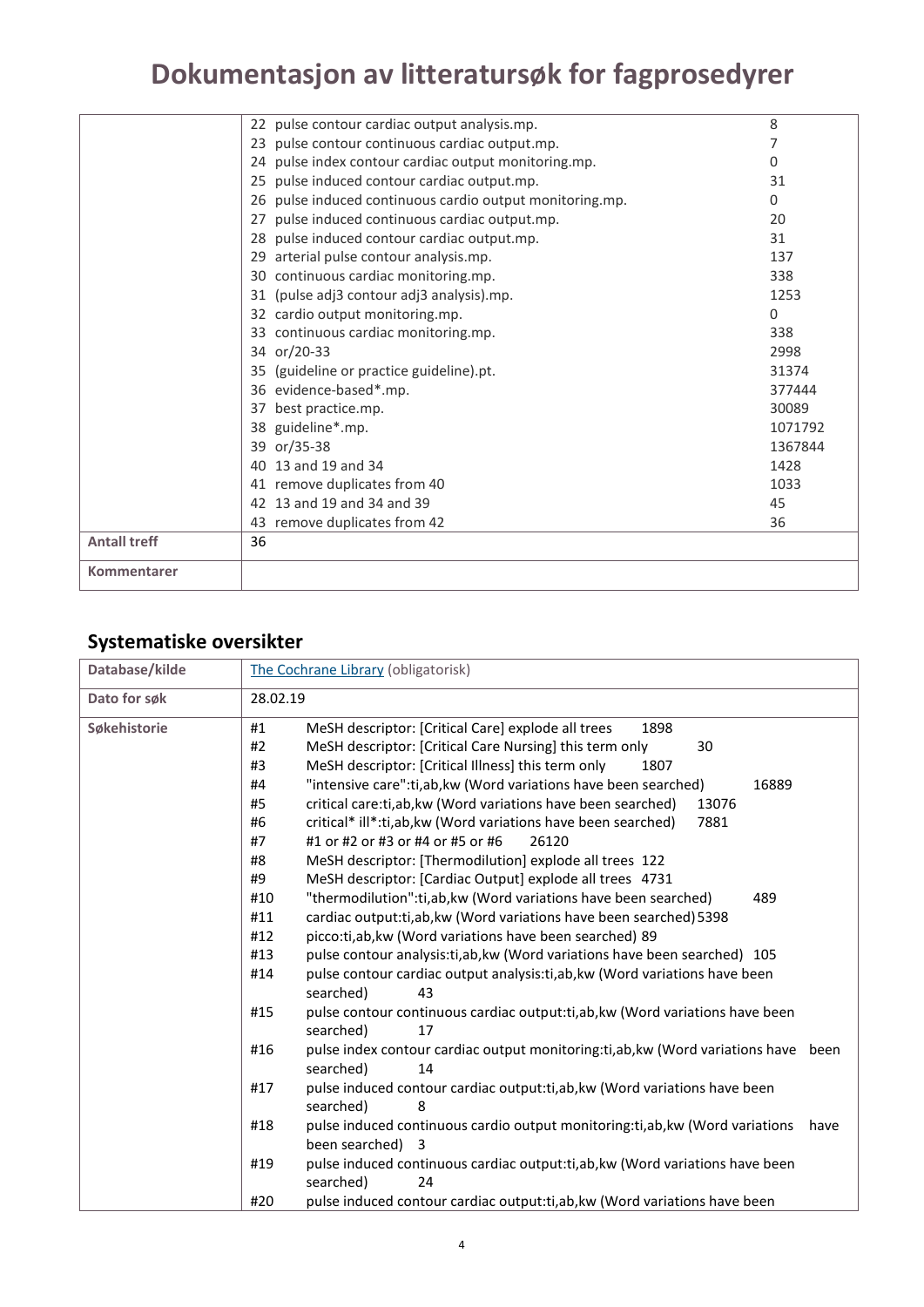# Dokumentasjon av litteratursøk for fagprosedyrer

| | | |
|---|---|---|
| | 22 pulse contour cardiac output analysis.mp. | 8 |
| | 23 pulse contour continuous cardiac output.mp. | 7 |
| | 24 pulse index contour cardiac output monitoring.mp. | 0 |
| | 25 pulse induced contour cardiac output.mp. | 31 |
| | 26 pulse induced continuous cardio output monitoring.mp. | 0 |
| | 27 pulse induced continuous cardiac output.mp. | 20 |
| | 28 pulse induced contour cardiac output.mp. | 31 |
| | 29 arterial pulse contour analysis.mp. | 137 |
| | 30 continuous cardiac monitoring.mp. | 338 |
| | 31 (pulse adj3 contour adj3 analysis).mp. | 1253 |
| | 32 cardio output monitoring.mp. | 0 |
| | 33 continuous cardiac monitoring.mp. | 338 |
| | 34 or/20-33 | 2998 |
| | 35 (guideline or practice guideline).pt. | 31374 |
| | 36 evidence-based*.mp. | 377444 |
| | 37 best practice.mp. | 30089 |
| | 38 guideline*.mp. | 1071792 |
| | 39 or/35-38 | 1367844 |
| | 40 13 and 19 and 34 | 1428 |
| | 41 remove duplicates from 40 | 1033 |
| | 42 13 and 19 and 34 and 39 | 45 |
| | 43 remove duplicates from 42 | 36 |
| **Antall treff** | 36 | |
| **Kommentarer** | | |

## Systematiske oversikter

| | | | |
|---|---|---|---|
| **Database/kilde** | The Cochrane Library (obligatorisk) | | |
| **Dato for søk** | 28.02.19 | | |
| **Søkehistorie** | #1 | MeSH descriptor: [Critical Care] explode all trees | 1898 |
| | #2 | MeSH descriptor: [Critical Care Nursing] this term only | 30 |
| | #3 | MeSH descriptor: [Critical Illness] this term only | 1807 |
| | #4 | "intensive care":ti,ab,kw (Word variations have been searched) | 16889 |
| | #5 | critical care:ti,ab,kw (Word variations have been searched) | 13076 |
| | #6 | critical* ill*:ti,ab,kw (Word variations have been searched) | 7881 |
| | #7 | #1 or #2 or #3 or #4 or #5 or #6 | 26120 |
| | #8 | MeSH descriptor: [Thermodilution] explode all trees | 122 |
| | #9 | MeSH descriptor: [Cardiac Output] explode all trees | 4731 |
| | #10 | "thermodilution":ti,ab,kw (Word variations have been searched) | 489 |
| | #11 | cardiac output:ti,ab,kw (Word variations have been searched) | 5398 |
| | #12 | picco:ti,ab,kw (Word variations have been searched) | 89 |
| | #13 | pulse contour analysis:ti,ab,kw (Word variations have been searched) | 105 |
| | #14 | pulse contour cardiac output analysis:ti,ab,kw (Word variations have been searched) | 43 |
| | #15 | pulse contour continuous cardiac output:ti,ab,kw (Word variations have been searched) | 17 |
| | #16 | pulse index contour cardiac output monitoring:ti,ab,kw (Word variations have been searched) | 14 |
| | #17 | pulse induced contour cardiac output:ti,ab,kw (Word variations have been searched) | 8 |
| | #18 | pulse induced continuous cardio output monitoring:ti,ab,kw (Word variations have been searched) | 3 |
| | #19 | pulse induced continuous cardiac output:ti,ab,kw (Word variations have been searched) | 24 |
| | #20 | pulse induced contour cardiac output:ti,ab,kw (Word variations have been | |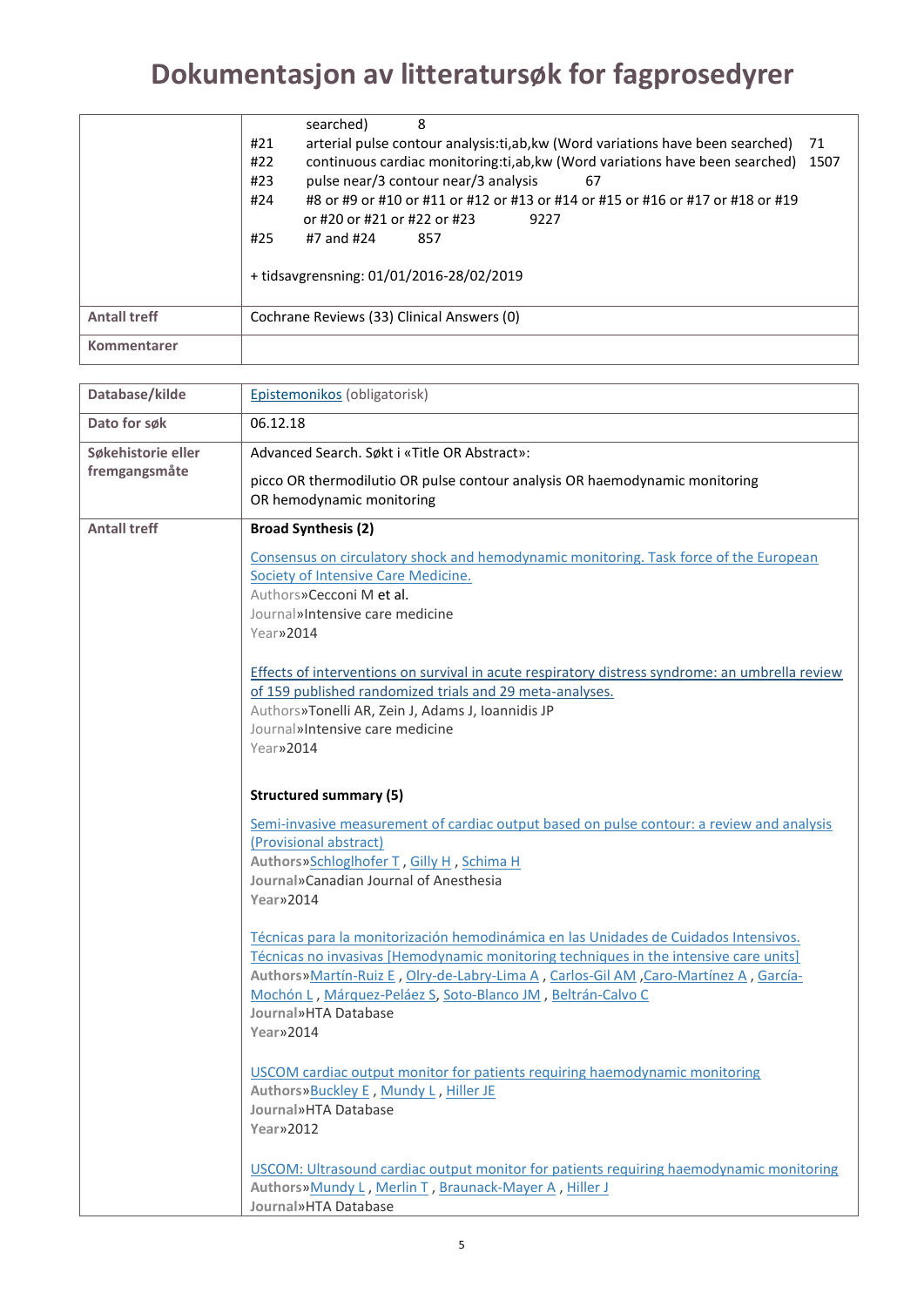# Dokumentasjon av litteratursøk for fagprosedyrer

| | |
|---|---|
| | searched) 8<br>#21 arterial pulse contour analysis:ti,ab,kw (Word variations have been searched) 71<br>#22 continuous cardiac monitoring:ti,ab,kw (Word variations have been searched) 1507<br>#23 pulse near/3 contour near/3 analysis 67<br>#24 #8 or #9 or #10 or #11 or #12 or #13 or #14 or #15 or #16 or #17 or #18 or #19 or #20 or #21 or #22 or #23 9227<br>#25 #7 and #24 857<br><br>+ tidsavgrensning: 01/01/2016-28/02/2019 |
| **Antall treff** | Cochrane Reviews (33) Clinical Answers (0) |
| **Kommentarer** | |

| | |
|---|---|
| **Database/kilde** | Epistemonikos (obligatorisk) |
| **Dato for søk** | 06.12.18 |
| **Søkehistorie eller fremgangsmåte** | Advanced Search. Søkt i «Title OR Abstract»:<br><br>picco OR thermodilutio OR pulse contour analysis OR haemodynamic monitoring OR hemodynamic monitoring |
| **Antall treff** | **Broad Synthesis (2)**<br><br>Consensus on circulatory shock and hemodynamic monitoring. Task force of the European Society of Intensive Care Medicine.<br>Authors»Cecconi M et al.<br>Journal»Intensive care medicine<br>Year»2014<br><br>Effects of interventions on survival in acute respiratory distress syndrome: an umbrella review of 159 published randomized trials and 29 meta-analyses.<br>Authors»Tonelli AR, Zein J, Adams J, Ioannidis JP<br>Journal»Intensive care medicine<br>Year»2014<br><br>**Structured summary (5)**<br><br>Semi-invasive measurement of cardiac output based on pulse contour: a review and analysis (Provisional abstract)<br>**Authors»**Schloglhofer T , Gilly H , Schima H<br>**Journal»**Canadian Journal of Anesthesia<br>**Year»**2014<br><br>Técnicas para la monitorización hemodinámica en las Unidades de Cuidados Intensivos. Técnicas no invasivas [Hemodynamic monitoring techniques in the intensive care units]<br>**Authors»**Martín-Ruiz E , Olry-de-Labry-Lima A , Carlos-Gil AM ,Caro-Martínez A , García-Mochón L , Márquez-Peláez S, Soto-Blanco JM , Beltrán-Calvo C<br>**Journal»**HTA Database<br>**Year»**2014<br><br>USCOM cardiac output monitor for patients requiring haemodynamic monitoring<br>**Authors»**Buckley E , Mundy L , Hiller JE<br>**Journal»**HTA Database<br>**Year»**2012<br><br>USCOM: Ultrasound cardiac output monitor for patients requiring haemodynamic monitoring<br>**Authors»**Mundy L , Merlin T , Braunack-Mayer A , Hiller J<br>**Journal»**HTA Database |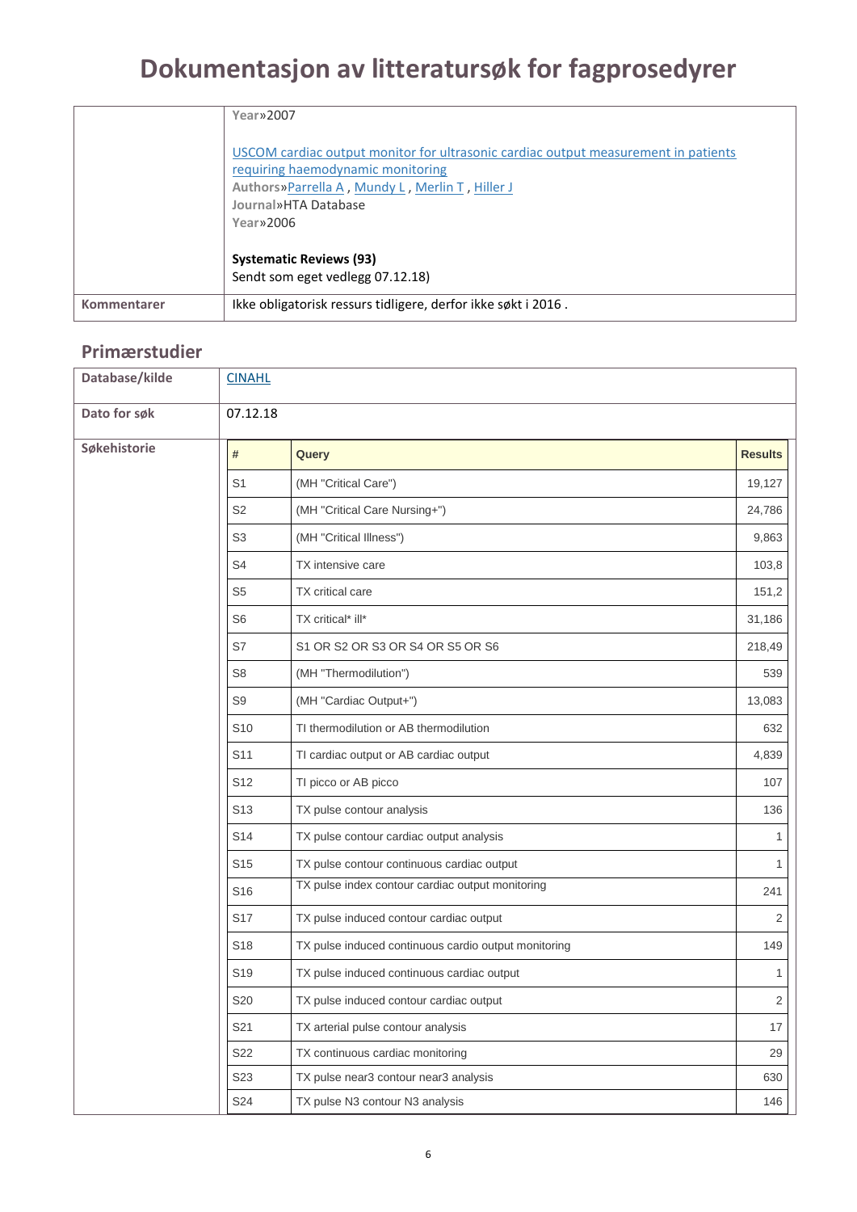# Dokumentasjon av litteratursøk for fagprosedyrer

| | |
|---|---|
| | Year»2007<br><br>[USCOM cardiac output monitor for ultrasonic cardiac output measurement in patients requiring haemodynamic monitoring]<br>Authors»Parrella A , Mundy L , Merlin T , Hiller J<br>Journal»HTA Database<br>Year»2006<br><br>**Systematic Reviews (93)**<br>Sendt som eget vedlegg 07.12.18) |
| **Kommentarer** | Ikke obligatorisk ressurs tidligere, derfor ikke søkt i 2016 . |

## Primærstudier

| | |
|---|---|
| **Database/kilde** | CINAHL |
| **Dato for søk** | 07.12.18 |
| **Søkehistorie** | |

| # | Query | Results |
|---|---|---|
| S1 | (MH "Critical Care") | 19,127 |
| S2 | (MH "Critical Care Nursing+") | 24,786 |
| S3 | (MH "Critical Illness") | 9,863 |
| S4 | TX intensive care | 103,8 |
| S5 | TX critical care | 151,2 |
| S6 | TX critical* ill* | 31,186 |
| S7 | S1 OR S2 OR S3 OR S4 OR S5 OR S6 | 218,49 |
| S8 | (MH "Thermodilution") | 539 |
| S9 | (MH "Cardiac Output+") | 13,083 |
| S10 | TI thermodilution or AB thermodilution | 632 |
| S11 | TI cardiac output or AB cardiac output | 4,839 |
| S12 | TI picco or AB picco | 107 |
| S13 | TX pulse contour analysis | 136 |
| S14 | TX pulse contour cardiac output analysis | 1 |
| S15 | TX pulse contour continuous cardiac output | 1 |
| S16 | TX pulse index contour cardiac output monitoring | 241 |
| S17 | TX pulse induced contour cardiac output | 2 |
| S18 | TX pulse induced continuous cardio output monitoring | 149 |
| S19 | TX pulse induced continuous cardiac output | 1 |
| S20 | TX pulse induced contour cardiac output | 2 |
| S21 | TX arterial pulse contour analysis | 17 |
| S22 | TX continuous cardiac monitoring | 29 |
| S23 | TX pulse near3 contour near3 analysis | 630 |
| S24 | TX pulse N3 contour N3 analysis | 146 |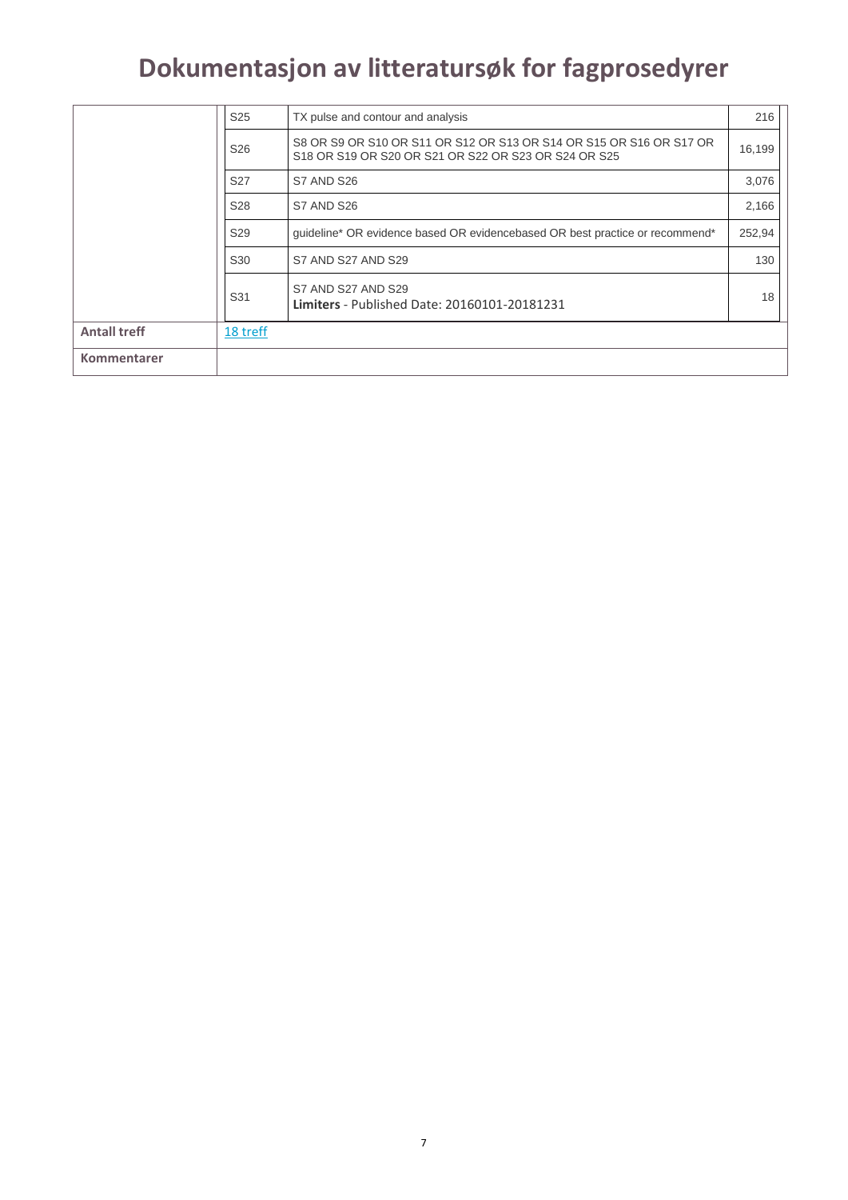# Dokumentasjon av litteratursøk for fagprosedyrer

| | | | |
|---|---|---|---|
| | S25 | TX pulse and contour and analysis | 216 |
| | S26 | S8 OR S9 OR S10 OR S11 OR S12 OR S13 OR S14 OR S15 OR S16 OR S17 OR S18 OR S19 OR S20 OR S21 OR S22 OR S23 OR S24 OR S25 | 16,199 |
| | S27 | S7 AND S26 | 3,076 |
| | S28 | S7 AND S26 | 2,166 |
| | S29 | guideline* OR evidence based OR evidencebased OR best practice or recommend* | 252,94 |
| | S30 | S7 AND S27 AND S29 | 130 |
| | S31 | S7 AND S27 AND S29<br>**Limiters** - Published Date: 20160101-20181231 | 18 |
| **Antall treff** | 18 treff | | |
| **Kommentarer** | | | |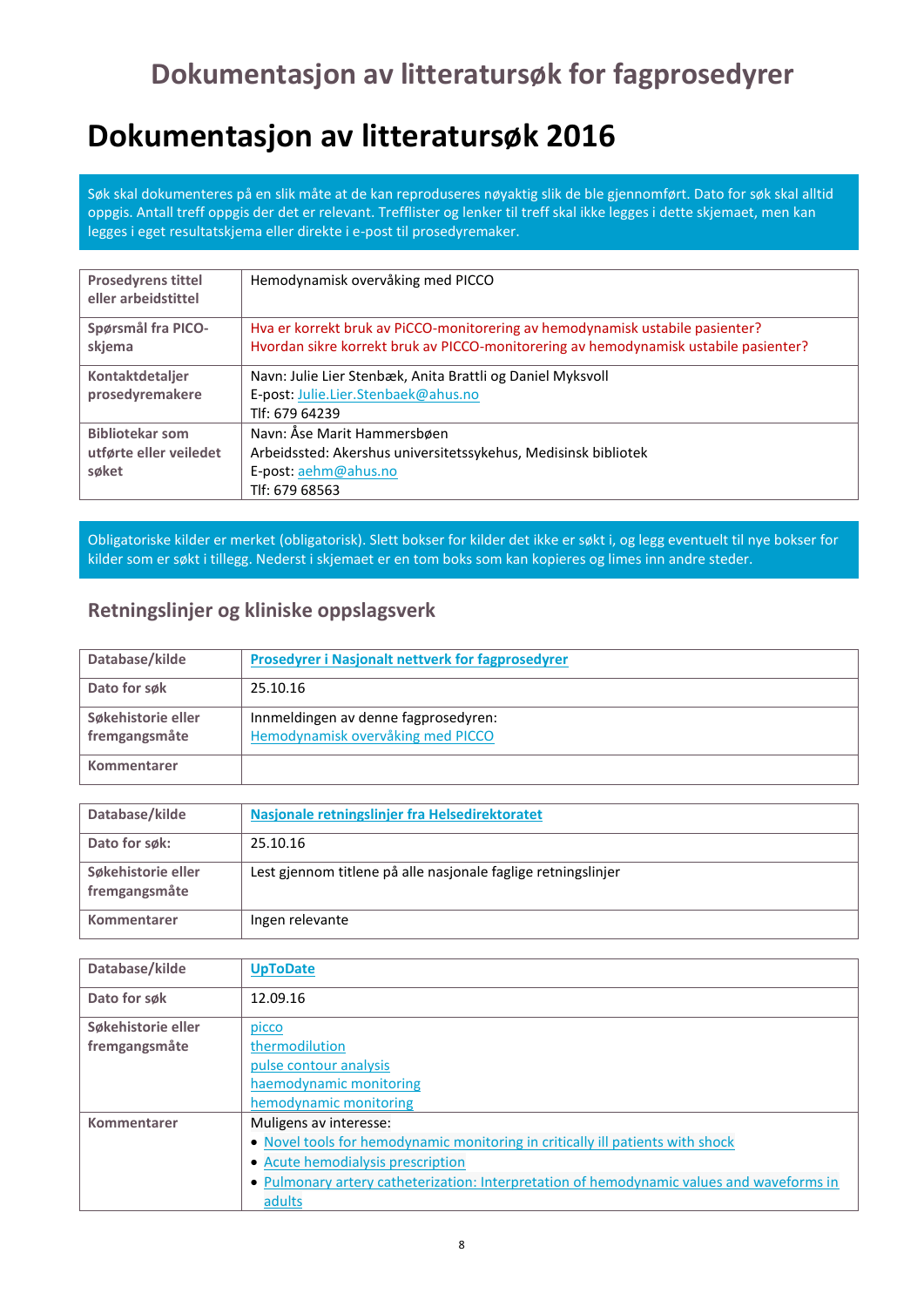# Dokumentasjon av litteratursøk for fagprosedyrer

# Dokumentasjon av litteratursøk 2016

Søk skal dokumenteres på en slik måte at de kan reproduseres nøyaktig slik de ble gjennomført. Dato for søk skal alltid oppgis. Antall treff oppgis der det er relevant. Trefflister og lenker til treff skal ikke legges i dette skjemaet, men kan legges i eget resultatskjema eller direkte i e-post til prosedyremaker.

| **Prosedyrens tittel eller arbeidstittel** | Hemodynamisk overvåking med PICCO |
|---|---|
| **Spørsmål fra PICO-skjema** | Hva er korrekt bruk av PiCCO-monitorering av hemodynamisk ustabile pasienter?<br>Hvordan sikre korrekt bruk av PICCO-monitorering av hemodynamisk ustabile pasienter? |
| **Kontaktdetaljer prosedyremakere** | Navn: Julie Lier Stenbæk, Anita Brattli og Daniel Myksvoll<br>E-post: Julie.Lier.Stenbaek@ahus.no<br>Tlf: 679 64239 |
| **Bibliotekar som utførte eller veiledet søket** | Navn: Åse Marit Hammersbøen<br>Arbeidssted: Akershus universitetssykehus, Medisinsk bibliotek<br>E-post: aehm@ahus.no<br>Tlf: 679 68563 |

Obligatoriske kilder er merket (obligatorisk). Slett bokser for kilder det ikke er søkt i, og legg eventuelt til nye bokser for kilder som er søkt i tillegg. Nederst i skjemaet er en tom boks som kan kopieres og limes inn andre steder.

## Retningslinjer og kliniske oppslagsverk

| **Database/kilde** | **Prosedyrer i Nasjonalt nettverk for fagprosedyrer** |
|---|---|
| **Dato for søk** | 25.10.16 |
| **Søkehistorie eller fremgangsmåte** | Innmeldingen av denne fagprosedyren:<br>Hemodynamisk overvåking med PICCO |
| **Kommentarer** | |

| **Database/kilde** | **Nasjonale retningslinjer fra Helsedirektoratet** |
|---|---|
| **Dato for søk:** | 25.10.16 |
| **Søkehistorie eller fremgangsmåte** | Lest gjennom titlene på alle nasjonale faglige retningslinjer |
| **Kommentarer** | Ingen relevante |

| **Database/kilde** | **UpToDate** |
|---|---|
| **Dato for søk** | 12.09.16 |
| **Søkehistorie eller fremgangsmåte** | picco<br>thermodilution<br>pulse contour analysis<br>haemodynamic monitoring<br>hemodynamic monitoring |
| **Kommentarer** | Muligens av interesse:<br>• Novel tools for hemodynamic monitoring in critically ill patients with shock<br>• Acute hemodialysis prescription<br>• Pulmonary artery catheterization: Interpretation of hemodynamic values and waveforms in adults |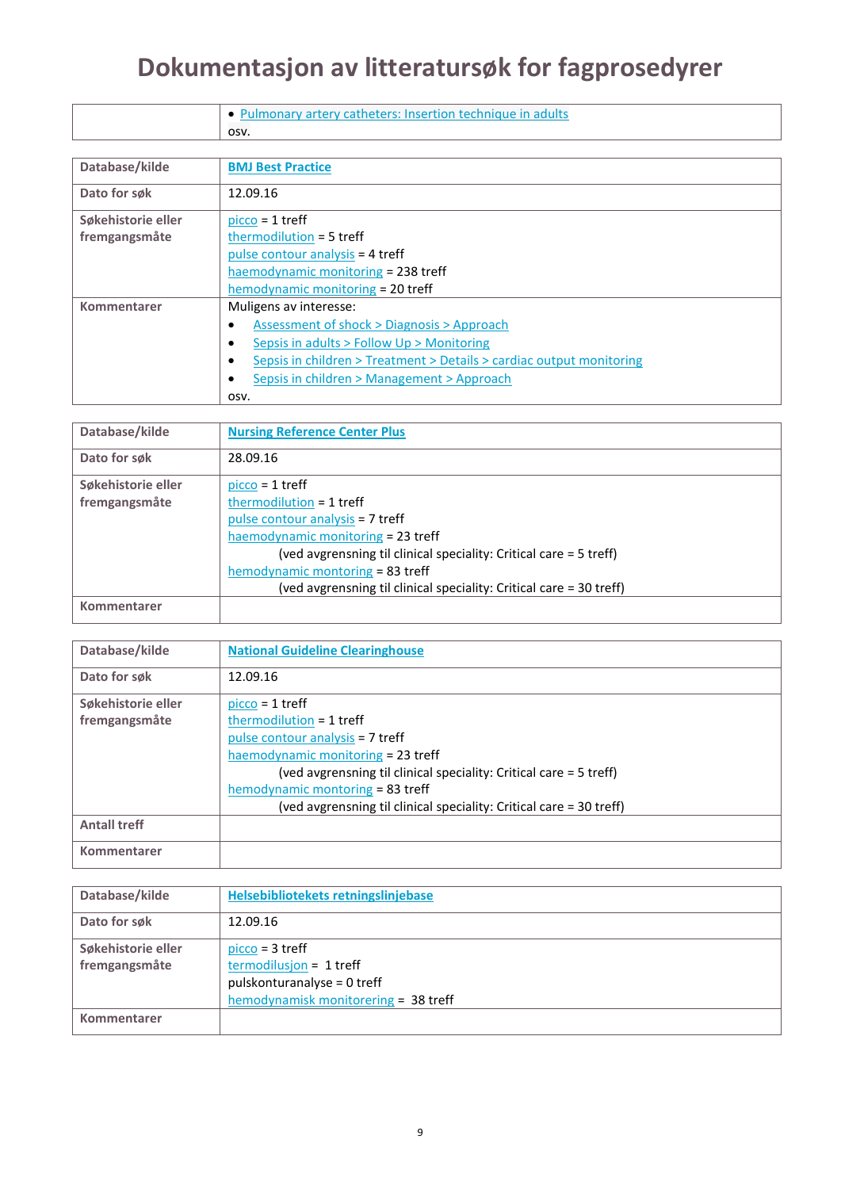# Dokumentasjon av litteratursøk for fagprosedyrer

| | |
|---|---|
| | • Pulmonary artery catheters: Insertion technique in adults<br>osv. |

| Database/kilde | **BMJ Best Practice** |
|---|---|
| Dato for søk | 12.09.16 |
| Søkehistorie eller fremgangsmåte | picco = 1 treff<br>thermodilution = 5 treff<br>pulse contour analysis = 4 treff<br>haemodynamic monitoring = 238 treff<br>hemodynamic monitoring = 20 treff |
| Kommentarer | Muligens av interesse:<br>• Assessment of shock > Diagnosis > Approach<br>• Sepsis in adults > Follow Up > Monitoring<br>• Sepsis in children > Treatment > Details > cardiac output monitoring<br>• Sepsis in children > Management > Approach<br>osv. |

| Database/kilde | **Nursing Reference Center Plus** |
|---|---|
| Dato for søk | 28.09.16 |
| Søkehistorie eller fremgangsmåte | picco = 1 treff<br>thermodilution = 1 treff<br>pulse contour analysis = 7 treff<br>haemodynamic monitoring = 23 treff<br>(ved avgrensning til clinical speciality: Critical care = 5 treff)<br>hemodynamic montoring = 83 treff<br>(ved avgrensning til clinical speciality: Critical care = 30 treff) |
| Kommentarer | |

| Database/kilde | **National Guideline Clearinghouse** |
|---|---|
| Dato for søk | 12.09.16 |
| Søkehistorie eller fremgangsmåte | picco = 1 treff<br>thermodilution = 1 treff<br>pulse contour analysis = 7 treff<br>haemodynamic monitoring = 23 treff<br>(ved avgrensning til clinical speciality: Critical care = 5 treff)<br>hemodynamic montoring = 83 treff<br>(ved avgrensning til clinical speciality: Critical care = 30 treff) |
| Antall treff | |
| Kommentarer | |

| Database/kilde | **Helsebibliotekets retningslinjebase** |
|---|---|
| Dato for søk | 12.09.16 |
| Søkehistorie eller fremgangsmåte | picco = 3 treff<br>termodilusjon = 1 treff<br>pulskonturanalyse = 0 treff<br>hemodynamisk monitorering = 38 treff |
| Kommentarer | |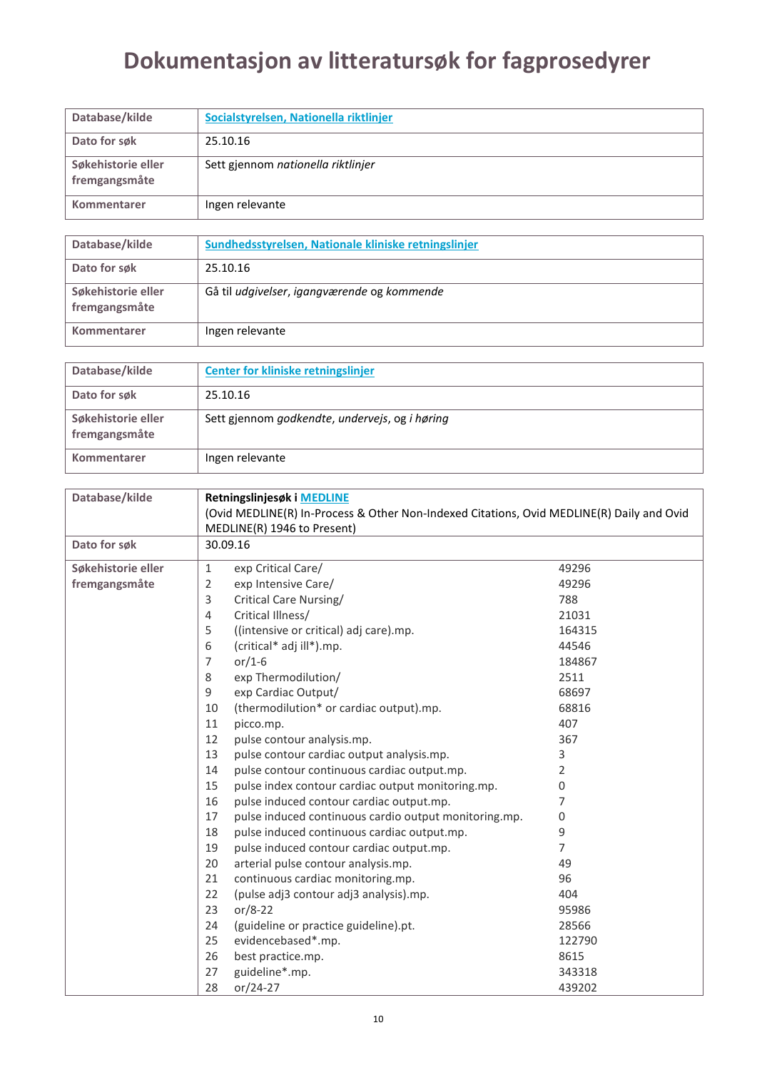# Dokumentasjon av litteratursøk for fagprosedyrer

| Database/kilde | Socialstyrelsen, Nationella riktlinjer |
|---|---|
| Dato for søk | 25.10.16 |
| Søkehistorie eller fremgangsmåte | Sett gjennom *nationella riktlinjer* |
| Kommentarer | Ingen relevante |

| Database/kilde | Sundhedsstyrelsen, Nationale kliniske retningslinjer |
|---|---|
| Dato for søk | 25.10.16 |
| Søkehistorie eller fremgangsmåte | Gå til *udgivelser*, *igangværende* og *kommende* |
| Kommentarer | Ingen relevante |

| Database/kilde | Center for kliniske retningslinjer |
|---|---|
| Dato for søk | 25.10.16 |
| Søkehistorie eller fremgangsmåte | Sett gjennom *godkendte*, *undervejs*, og *i høring* |
| Kommentarer | Ingen relevante |

| Database/kilde | **Retningslinjesøk i MEDLINE** (Ovid MEDLINE(R) In-Process & Other Non-Indexed Citations, Ovid MEDLINE(R) Daily and Ovid MEDLINE(R) 1946 to Present) | |
|---|---|---|
| Dato for søk | 30.09.16 | |
| Søkehistorie eller fremgangsmåte | 1 exp Critical Care/ | 49296 |
| | 2 exp Intensive Care/ | 49296 |
| | 3 Critical Care Nursing/ | 788 |
| | 4 Critical Illness/ | 21031 |
| | 5 ((intensive or critical) adj care).mp. | 164315 |
| | 6 (critical* adj ill*).mp. | 44546 |
| | 7 or/1-6 | 184867 |
| | 8 exp Thermodilution/ | 2511 |
| | 9 exp Cardiac Output/ | 68697 |
| | 10 (thermodilution* or cardiac output).mp. | 68816 |
| | 11 picco.mp. | 407 |
| | 12 pulse contour analysis.mp. | 367 |
| | 13 pulse contour cardiac output analysis.mp. | 3 |
| | 14 pulse contour continuous cardiac output.mp. | 2 |
| | 15 pulse index contour cardiac output monitoring.mp. | 0 |
| | 16 pulse induced contour cardiac output.mp. | 7 |
| | 17 pulse induced continuous cardio output monitoring.mp. | 0 |
| | 18 pulse induced continuous cardiac output.mp. | 9 |
| | 19 pulse induced contour cardiac output.mp. | 7 |
| | 20 arterial pulse contour analysis.mp. | 49 |
| | 21 continuous cardiac monitoring.mp. | 96 |
| | 22 (pulse adj3 contour adj3 analysis).mp. | 404 |
| | 23 or/8-22 | 95986 |
| | 24 (guideline or practice guideline).pt. | 28566 |
| | 25 evidencebased*.mp. | 122790 |
| | 26 best practice.mp. | 8615 |
| | 27 guideline*.mp. | 343318 |
| | 28 or/24-27 | 439202 |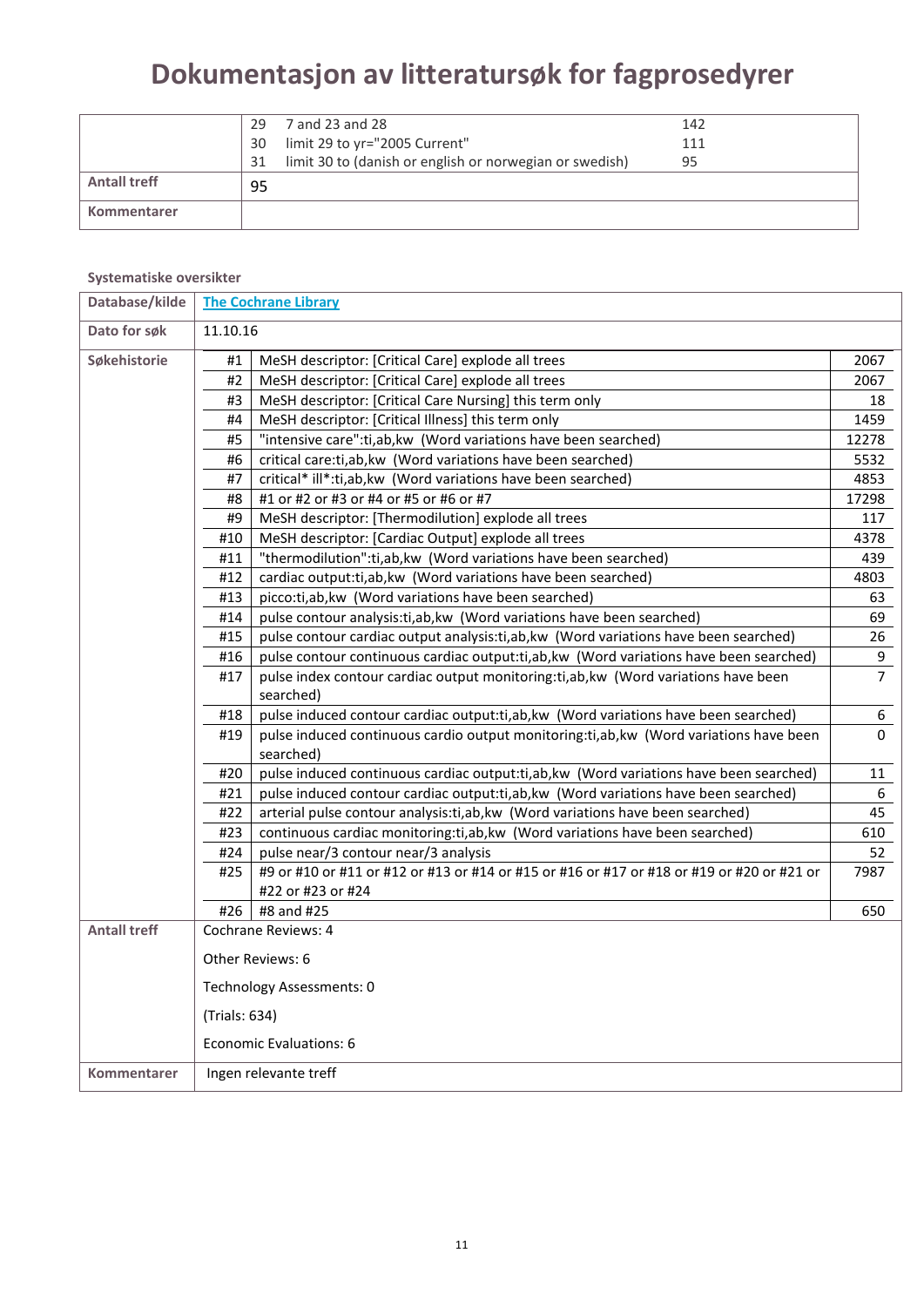# Dokumentasjon av litteratursøk for fagprosedyrer

| | |
|---|---|
| | 29 7 and 23 and 28 — 142<br>30 limit 29 to yr="2005 Current" — 111<br>31 limit 30 to (danish or english or norwegian or swedish) — 95 |
| **Antall treff** | 95 |
| **Kommentarer** | |

**Systematiske oversikter**

| | | | |
|---|---|---|---|
| **Database/kilde** | The Cochrane Library | | |
| **Dato for søk** | 11.10.16 | | |
| **Søkehistorie** | #1 | MeSH descriptor: [Critical Care] explode all trees | 2067 |
| | #2 | MeSH descriptor: [Critical Care] explode all trees | 2067 |
| | #3 | MeSH descriptor: [Critical Care Nursing] this term only | 18 |
| | #4 | MeSH descriptor: [Critical Illness] this term only | 1459 |
| | #5 | "intensive care":ti,ab,kw (Word variations have been searched) | 12278 |
| | #6 | critical care:ti,ab,kw (Word variations have been searched) | 5532 |
| | #7 | critical* ill*:ti,ab,kw (Word variations have been searched) | 4853 |
| | #8 | #1 or #2 or #3 or #4 or #5 or #6 or #7 | 17298 |
| | #9 | MeSH descriptor: [Thermodilution] explode all trees | 117 |
| | #10 | MeSH descriptor: [Cardiac Output] explode all trees | 4378 |
| | #11 | "thermodilution":ti,ab,kw (Word variations have been searched) | 439 |
| | #12 | cardiac output:ti,ab,kw (Word variations have been searched) | 4803 |
| | #13 | picco:ti,ab,kw (Word variations have been searched) | 63 |
| | #14 | pulse contour analysis:ti,ab,kw (Word variations have been searched) | 69 |
| | #15 | pulse contour cardiac output analysis:ti,ab,kw (Word variations have been searched) | 26 |
| | #16 | pulse contour continuous cardiac output:ti,ab,kw (Word variations have been searched) | 9 |
| | #17 | pulse index contour cardiac output monitoring:ti,ab,kw (Word variations have been searched) | 7 |
| | #18 | pulse induced contour cardiac output:ti,ab,kw (Word variations have been searched) | 6 |
| | #19 | pulse induced continuous cardio output monitoring:ti,ab,kw (Word variations have been searched) | 0 |
| | #20 | pulse induced continuous cardiac output:ti,ab,kw (Word variations have been searched) | 11 |
| | #21 | pulse induced contour cardiac output:ti,ab,kw (Word variations have been searched) | 6 |
| | #22 | arterial pulse contour analysis:ti,ab,kw (Word variations have been searched) | 45 |
| | #23 | continuous cardiac monitoring:ti,ab,kw (Word variations have been searched) | 610 |
| | #24 | pulse near/3 contour near/3 analysis | 52 |
| | #25 | #9 or #10 or #11 or #12 or #13 or #14 or #15 or #16 or #17 or #18 or #19 or #20 or #21 or #22 or #23 or #24 | 7987 |
| | #26 | #8 and #25 | 650 |
| **Antall treff** | Cochrane Reviews: 4<br><br>Other Reviews: 6<br><br>Technology Assessments: 0<br><br>(Trials: 634)<br><br>Economic Evaluations: 6 | | |
| **Kommentarer** | Ingen relevante treff | | |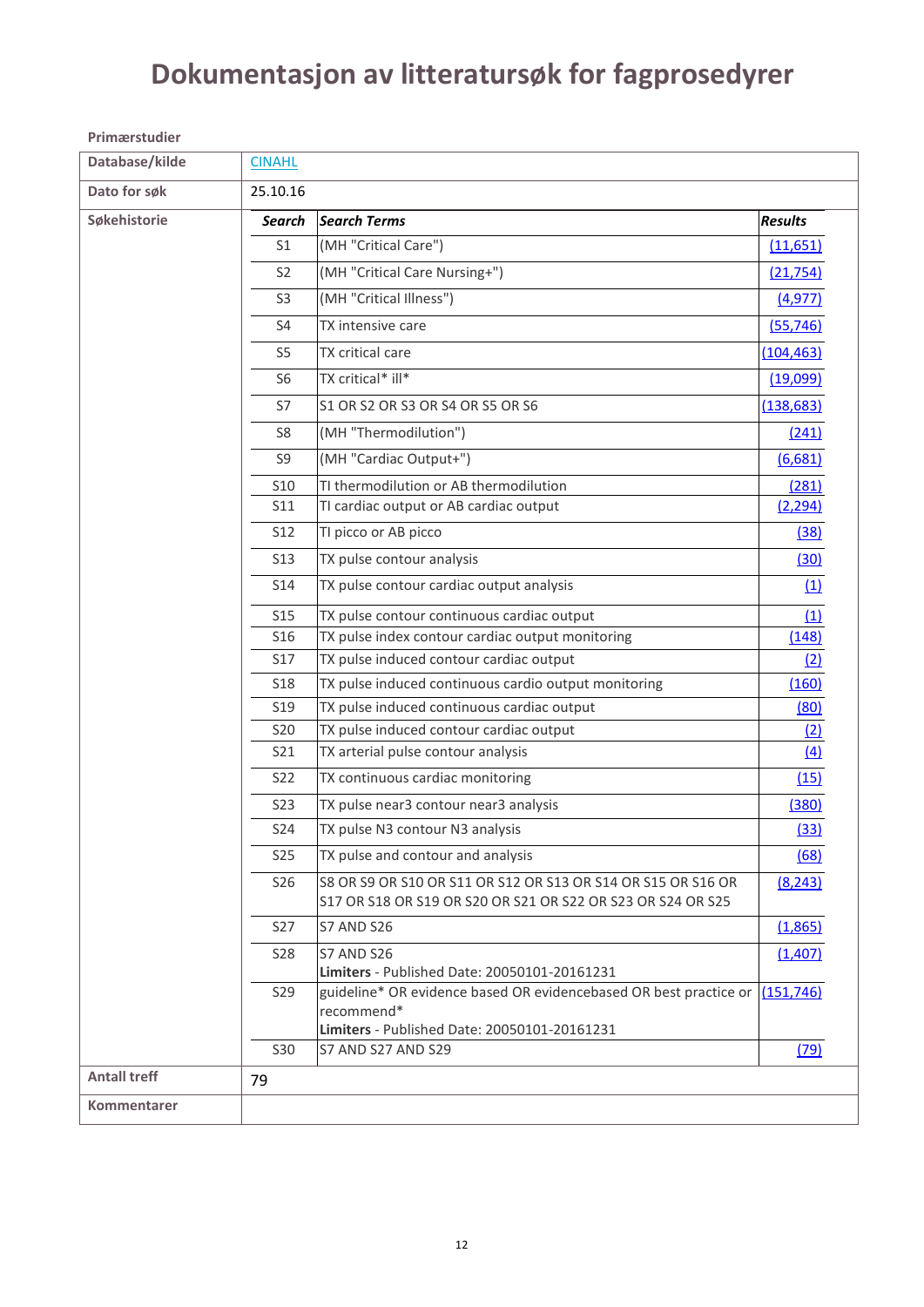# Dokumentasjon av litteratursøk for fagprosedyrer

**Primærstudier**

| | |
|---|---|
| **Database/kilde** | CINAHL |
| **Dato for søk** | 25.10.16 |
| **Søkehistorie** | *(se tabell nedenfor)* |
| **Antall treff** | 79 |
| **Kommentarer** | |

| Search | Search Terms | Results |
|---|---|---|
| S1 | (MH "Critical Care") | (11,651) |
| S2 | (MH "Critical Care Nursing+") | (21,754) |
| S3 | (MH "Critical Illness") | (4,977) |
| S4 | TX intensive care | (55,746) |
| S5 | TX critical care | (104,463) |
| S6 | TX critical* ill* | (19,099) |
| S7 | S1 OR S2 OR S3 OR S4 OR S5 OR S6 | (138,683) |
| S8 | (MH "Thermodilution") | (241) |
| S9 | (MH "Cardiac Output+") | (6,681) |
| S10 | TI thermodilution or AB thermodilution | (281) |
| S11 | TI cardiac output or AB cardiac output | (2,294) |
| S12 | TI picco or AB picco | (38) |
| S13 | TX pulse contour analysis | (30) |
| S14 | TX pulse contour cardiac output analysis | (1) |
| S15 | TX pulse contour continuous cardiac output | (1) |
| S16 | TX pulse index contour cardiac output monitoring | (148) |
| S17 | TX pulse induced contour cardiac output | (2) |
| S18 | TX pulse induced continuous cardio output monitoring | (160) |
| S19 | TX pulse induced continuous cardiac output | (80) |
| S20 | TX pulse induced contour cardiac output | (2) |
| S21 | TX arterial pulse contour analysis | (4) |
| S22 | TX continuous cardiac monitoring | (15) |
| S23 | TX pulse near3 contour near3 analysis | (380) |
| S24 | TX pulse N3 contour N3 analysis | (33) |
| S25 | TX pulse and contour and analysis | (68) |
| S26 | S8 OR S9 OR S10 OR S11 OR S12 OR S13 OR S14 OR S15 OR S16 OR S17 OR S18 OR S19 OR S20 OR S21 OR S22 OR S23 OR S24 OR S25 | (8,243) |
| S27 | S7 AND S26 | (1,865) |
| S28 | S7 AND S26<br>**Limiters** - Published Date: 20050101-20161231 | (1,407) |
| S29 | guideline* OR evidence based OR evidencebased OR best practice or recommend*<br>**Limiters** - Published Date: 20050101-20161231 | (151,746) |
| S30 | S7 AND S27 AND S29 | (79) |